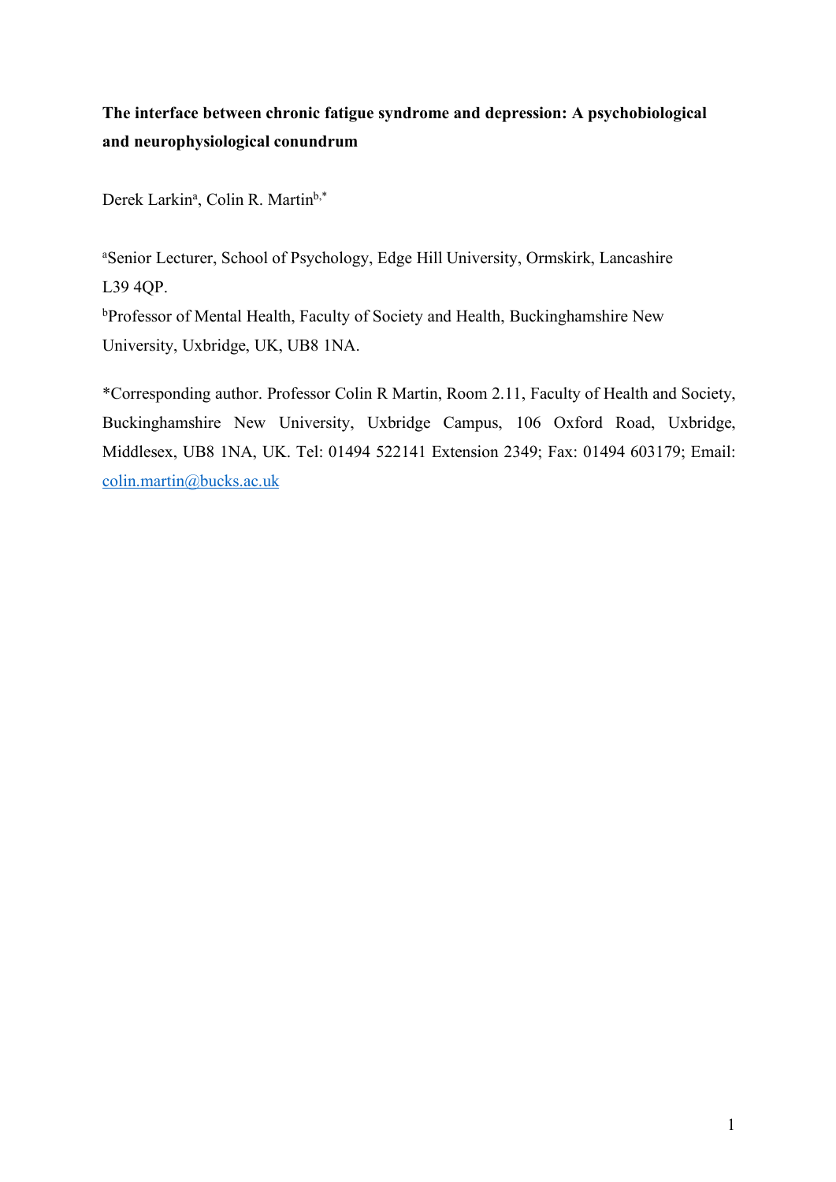**The interface between chronic fatigue syndrome and depression: A psychobiological and neurophysiological conundrum**

Derek Larkin[a], Colin R. Martin[b,*]

[a]Senior Lecturer, School of Psychology, Edge Hill University, Ormskirk, Lancashire L39 4QP.

[b]Professor of Mental Health, Faculty of Society and Health, Buckinghamshire New University, Uxbridge, UK, UB8 1NA.

*Corresponding author. Professor Colin R Martin, Room 2.11, Faculty of Health and Society, Buckinghamshire New University, Uxbridge Campus, 106 Oxford Road, Uxbridge, Middlesex, UB8 1NA, UK. Tel: 01494 522141 Extension 2349; Fax: 01494 603179; Email: colin.martin@bucks.ac.uk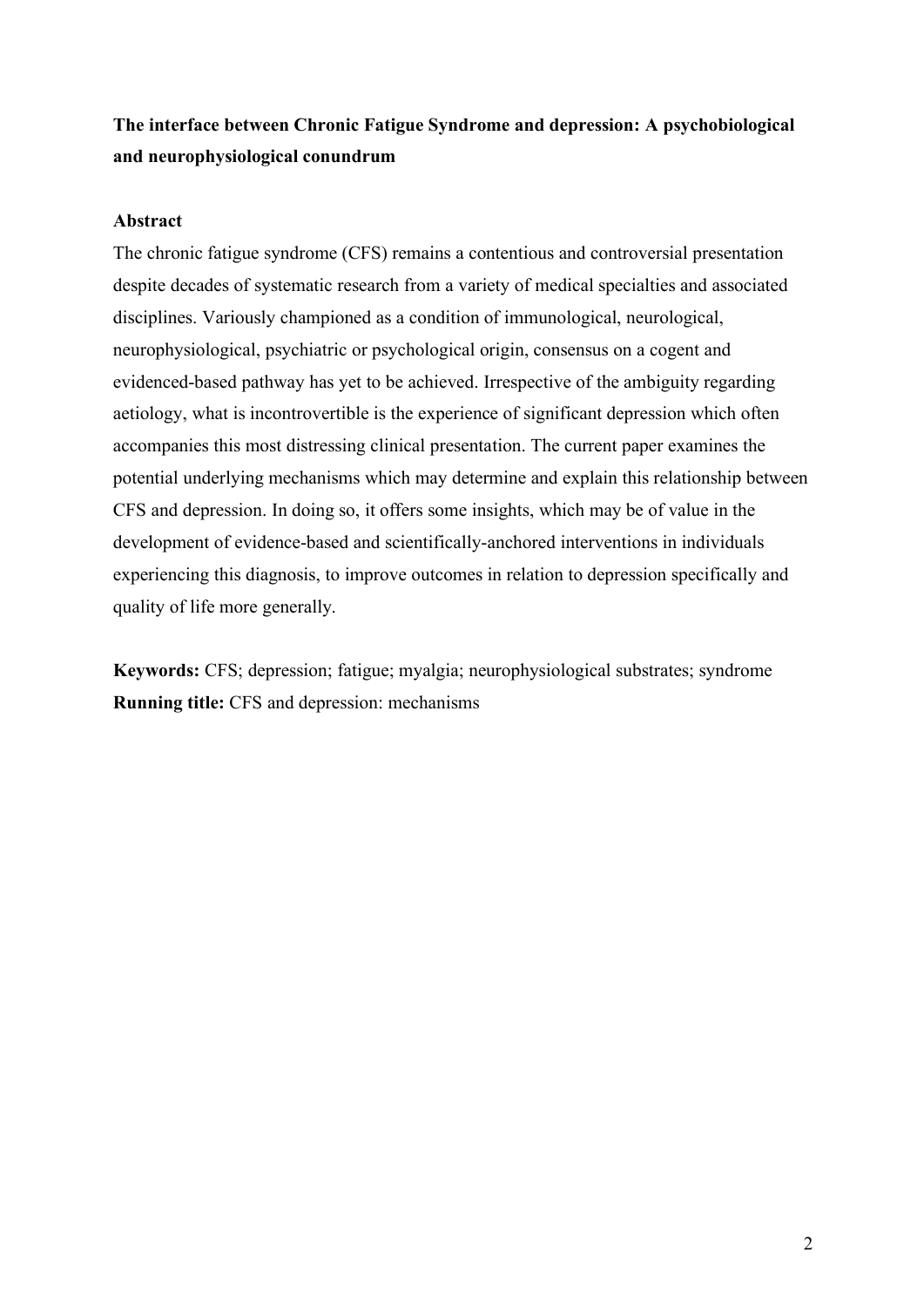**The interface between Chronic Fatigue Syndrome and depression: A psychobiological and neurophysiological conundrum**

**Abstract**

The chronic fatigue syndrome (CFS) remains a contentious and controversial presentation despite decades of systematic research from a variety of medical specialties and associated disciplines. Variously championed as a condition of immunological, neurological, neurophysiological, psychiatric or psychological origin, consensus on a cogent and evidenced-based pathway has yet to be achieved. Irrespective of the ambiguity regarding aetiology, what is incontrovertible is the experience of significant depression which often accompanies this most distressing clinical presentation. The current paper examines the potential underlying mechanisms which may determine and explain this relationship between CFS and depression. In doing so, it offers some insights, which may be of value in the development of evidence-based and scientifically-anchored interventions in individuals experiencing this diagnosis, to improve outcomes in relation to depression specifically and quality of life more generally.

**Keywords:** CFS; depression; fatigue; myalgia; neurophysiological substrates; syndrome
**Running title:** CFS and depression: mechanisms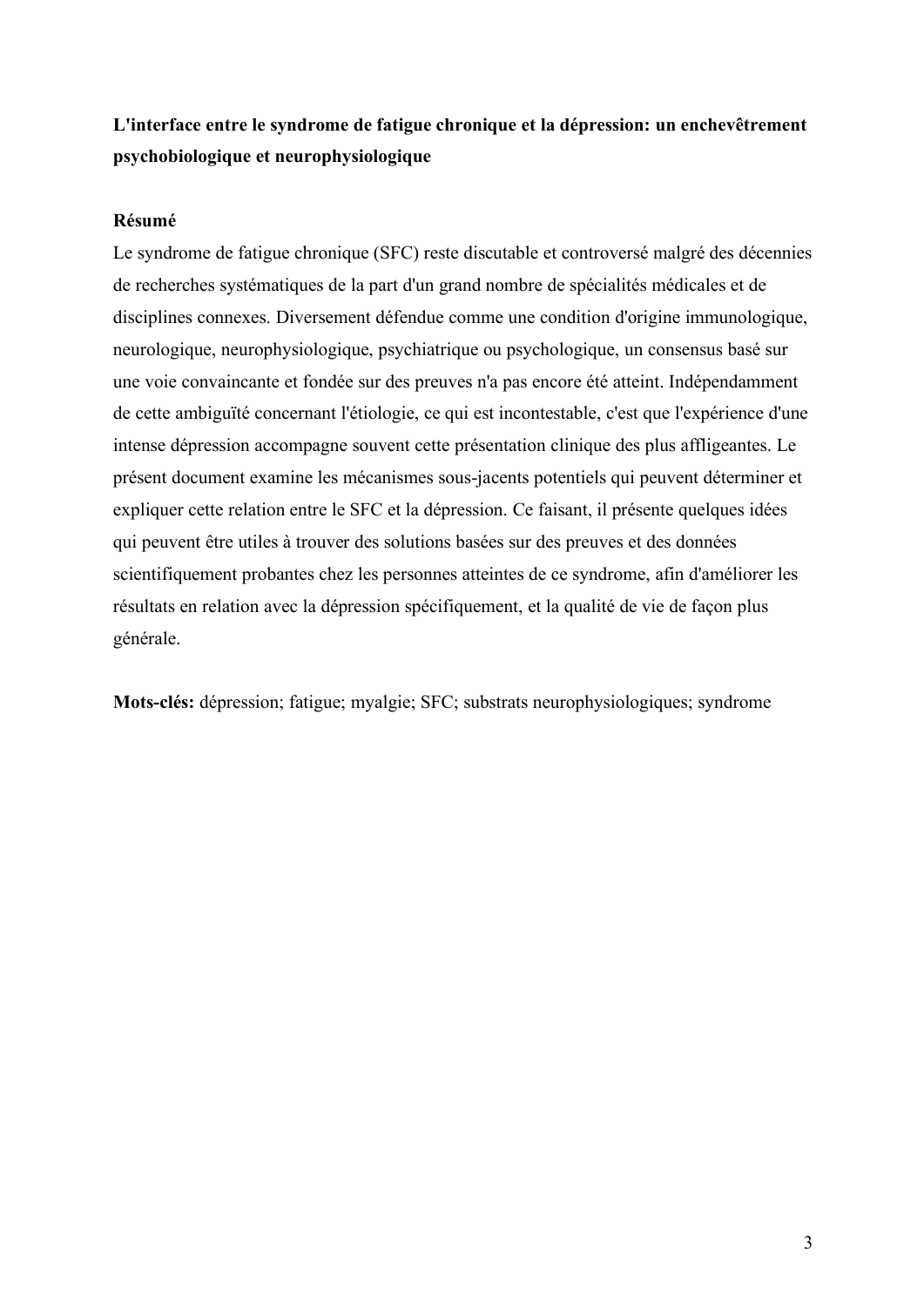**L'interface entre le syndrome de fatigue chronique et la dépression: un enchevêtrement psychobiologique et neurophysiologique**

**Résumé**

Le syndrome de fatigue chronique (SFC) reste discutable et controversé malgré des décennies de recherches systématiques de la part d'un grand nombre de spécialités médicales et de disciplines connexes. Diversement défendue comme une condition d'origine immunologique, neurologique, neurophysiologique, psychiatrique ou psychologique, un consensus basé sur une voie convaincante et fondée sur des preuves n'a pas encore été atteint. Indépendamment de cette ambiguïté concernant l'étiologie, ce qui est incontestable, c'est que l'expérience d'une intense dépression accompagne souvent cette présentation clinique des plus affligeantes. Le présent document examine les mécanismes sous-jacents potentiels qui peuvent déterminer et expliquer cette relation entre le SFC et la dépression. Ce faisant, il présente quelques idées qui peuvent être utiles à trouver des solutions basées sur des preuves et des données scientifiquement probantes chez les personnes atteintes de ce syndrome, afin d'améliorer les résultats en relation avec la dépression spécifiquement, et la qualité de vie de façon plus générale.

**Mots-clés:** dépression; fatigue; myalgie; SFC; substrats neurophysiologiques; syndrome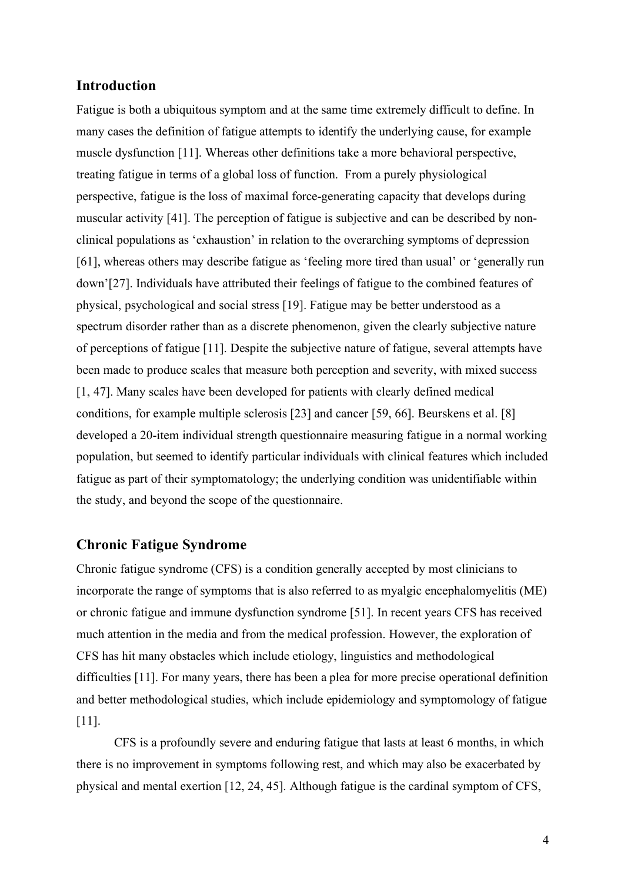## Introduction

Fatigue is both a ubiquitous symptom and at the same time extremely difficult to define. In many cases the definition of fatigue attempts to identify the underlying cause, for example muscle dysfunction [11]. Whereas other definitions take a more behavioral perspective, treating fatigue in terms of a global loss of function.  From a purely physiological perspective, fatigue is the loss of maximal force-generating capacity that develops during muscular activity [41]. The perception of fatigue is subjective and can be described by non-clinical populations as 'exhaustion' in relation to the overarching symptoms of depression [61], whereas others may describe fatigue as 'feeling more tired than usual' or 'generally run down'[27]. Individuals have attributed their feelings of fatigue to the combined features of physical, psychological and social stress [19]. Fatigue may be better understood as a spectrum disorder rather than as a discrete phenomenon, given the clearly subjective nature of perceptions of fatigue [11]. Despite the subjective nature of fatigue, several attempts have been made to produce scales that measure both perception and severity, with mixed success [1, 47]. Many scales have been developed for patients with clearly defined medical conditions, for example multiple sclerosis [23] and cancer [59, 66]. Beurskens et al. [8] developed a 20-item individual strength questionnaire measuring fatigue in a normal working population, but seemed to identify particular individuals with clinical features which included fatigue as part of their symptomatology; the underlying condition was unidentifiable within the study, and beyond the scope of the questionnaire.

## Chronic Fatigue Syndrome

Chronic fatigue syndrome (CFS) is a condition generally accepted by most clinicians to incorporate the range of symptoms that is also referred to as myalgic encephalomyelitis (ME) or chronic fatigue and immune dysfunction syndrome [51]. In recent years CFS has received much attention in the media and from the medical profession. However, the exploration of CFS has hit many obstacles which include etiology, linguistics and methodological difficulties [11]. For many years, there has been a plea for more precise operational definition and better methodological studies, which include epidemiology and symptomology of fatigue [11].

CFS is a profoundly severe and enduring fatigue that lasts at least 6 months, in which there is no improvement in symptoms following rest, and which may also be exacerbated by physical and mental exertion [12, 24, 45]. Although fatigue is the cardinal symptom of CFS,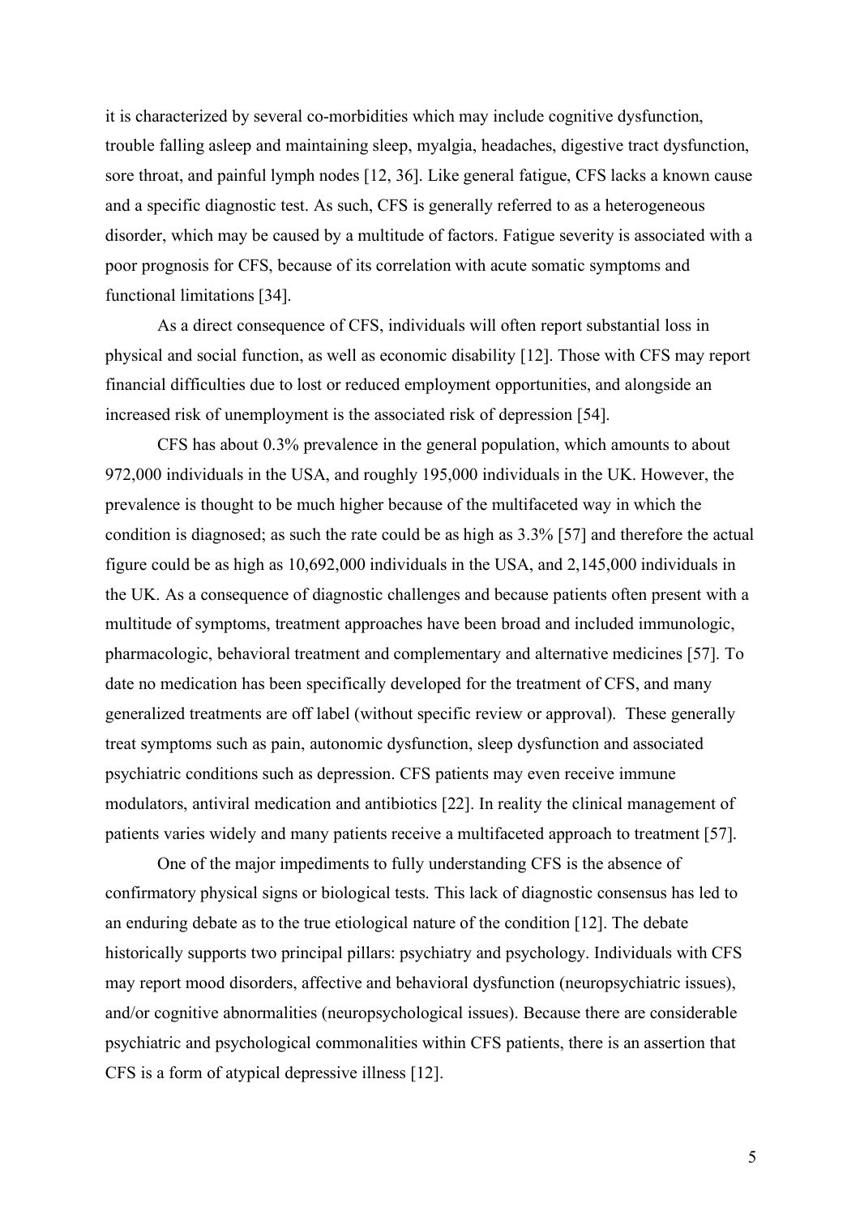it is characterized by several co-morbidities which may include cognitive dysfunction, trouble falling asleep and maintaining sleep, myalgia, headaches, digestive tract dysfunction, sore throat, and painful lymph nodes [12, 36]. Like general fatigue, CFS lacks a known cause and a specific diagnostic test. As such, CFS is generally referred to as a heterogeneous disorder, which may be caused by a multitude of factors. Fatigue severity is associated with a poor prognosis for CFS, because of its correlation with acute somatic symptoms and functional limitations [34].

As a direct consequence of CFS, individuals will often report substantial loss in physical and social function, as well as economic disability [12]. Those with CFS may report financial difficulties due to lost or reduced employment opportunities, and alongside an increased risk of unemployment is the associated risk of depression [54].

CFS has about 0.3% prevalence in the general population, which amounts to about 972,000 individuals in the USA, and roughly 195,000 individuals in the UK. However, the prevalence is thought to be much higher because of the multifaceted way in which the condition is diagnosed; as such the rate could be as high as 3.3% [57] and therefore the actual figure could be as high as 10,692,000 individuals in the USA, and 2,145,000 individuals in the UK. As a consequence of diagnostic challenges and because patients often present with a multitude of symptoms, treatment approaches have been broad and included immunologic, pharmacologic, behavioral treatment and complementary and alternative medicines [57]. To date no medication has been specifically developed for the treatment of CFS, and many generalized treatments are off label (without specific review or approval). These generally treat symptoms such as pain, autonomic dysfunction, sleep dysfunction and associated psychiatric conditions such as depression. CFS patients may even receive immune modulators, antiviral medication and antibiotics [22]. In reality the clinical management of patients varies widely and many patients receive a multifaceted approach to treatment [57].

One of the major impediments to fully understanding CFS is the absence of confirmatory physical signs or biological tests. This lack of diagnostic consensus has led to an enduring debate as to the true etiological nature of the condition [12]. The debate historically supports two principal pillars: psychiatry and psychology. Individuals with CFS may report mood disorders, affective and behavioral dysfunction (neuropsychiatric issues), and/or cognitive abnormalities (neuropsychological issues). Because there are considerable psychiatric and psychological commonalities within CFS patients, there is an assertion that CFS is a form of atypical depressive illness [12].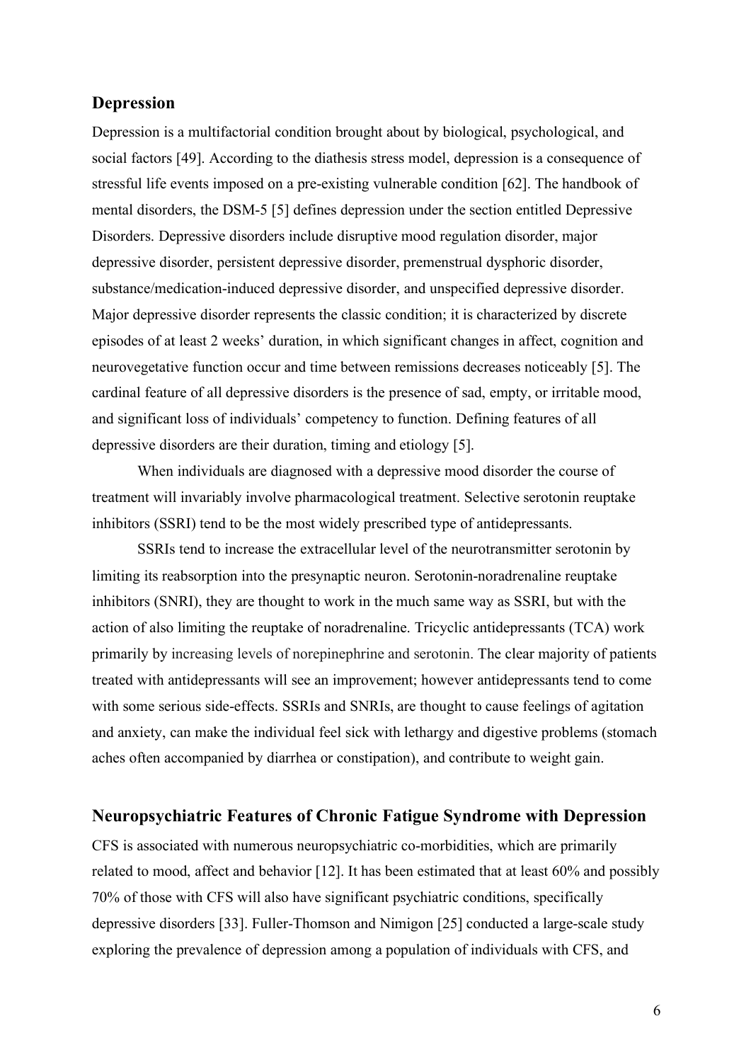## Depression

Depression is a multifactorial condition brought about by biological, psychological, and social factors [49]. According to the diathesis stress model, depression is a consequence of stressful life events imposed on a pre-existing vulnerable condition [62]. The handbook of mental disorders, the DSM-5 [5] defines depression under the section entitled Depressive Disorders. Depressive disorders include disruptive mood regulation disorder, major depressive disorder, persistent depressive disorder, premenstrual dysphoric disorder, substance/medication-induced depressive disorder, and unspecified depressive disorder. Major depressive disorder represents the classic condition; it is characterized by discrete episodes of at least 2 weeks' duration, in which significant changes in affect, cognition and neurovegetative function occur and time between remissions decreases noticeably [5]. The cardinal feature of all depressive disorders is the presence of sad, empty, or irritable mood, and significant loss of individuals' competency to function. Defining features of all depressive disorders are their duration, timing and etiology [5].

When individuals are diagnosed with a depressive mood disorder the course of treatment will invariably involve pharmacological treatment. Selective serotonin reuptake inhibitors (SSRI) tend to be the most widely prescribed type of antidepressants.

SSRIs tend to increase the extracellular level of the neurotransmitter serotonin by limiting its reabsorption into the presynaptic neuron. Serotonin-noradrenaline reuptake inhibitors (SNRI), they are thought to work in the much same way as SSRI, but with the action of also limiting the reuptake of noradrenaline. Tricyclic antidepressants (TCA) work primarily by increasing levels of norepinephrine and serotonin. The clear majority of patients treated with antidepressants will see an improvement; however antidepressants tend to come with some serious side-effects. SSRIs and SNRIs, are thought to cause feelings of agitation and anxiety, can make the individual feel sick with lethargy and digestive problems (stomach aches often accompanied by diarrhea or constipation), and contribute to weight gain.

## Neuropsychiatric Features of Chronic Fatigue Syndrome with Depression

CFS is associated with numerous neuropsychiatric co-morbidities, which are primarily related to mood, affect and behavior [12]. It has been estimated that at least 60% and possibly 70% of those with CFS will also have significant psychiatric conditions, specifically depressive disorders [33]. Fuller-Thomson and Nimigon [25] conducted a large-scale study exploring the prevalence of depression among a population of individuals with CFS, and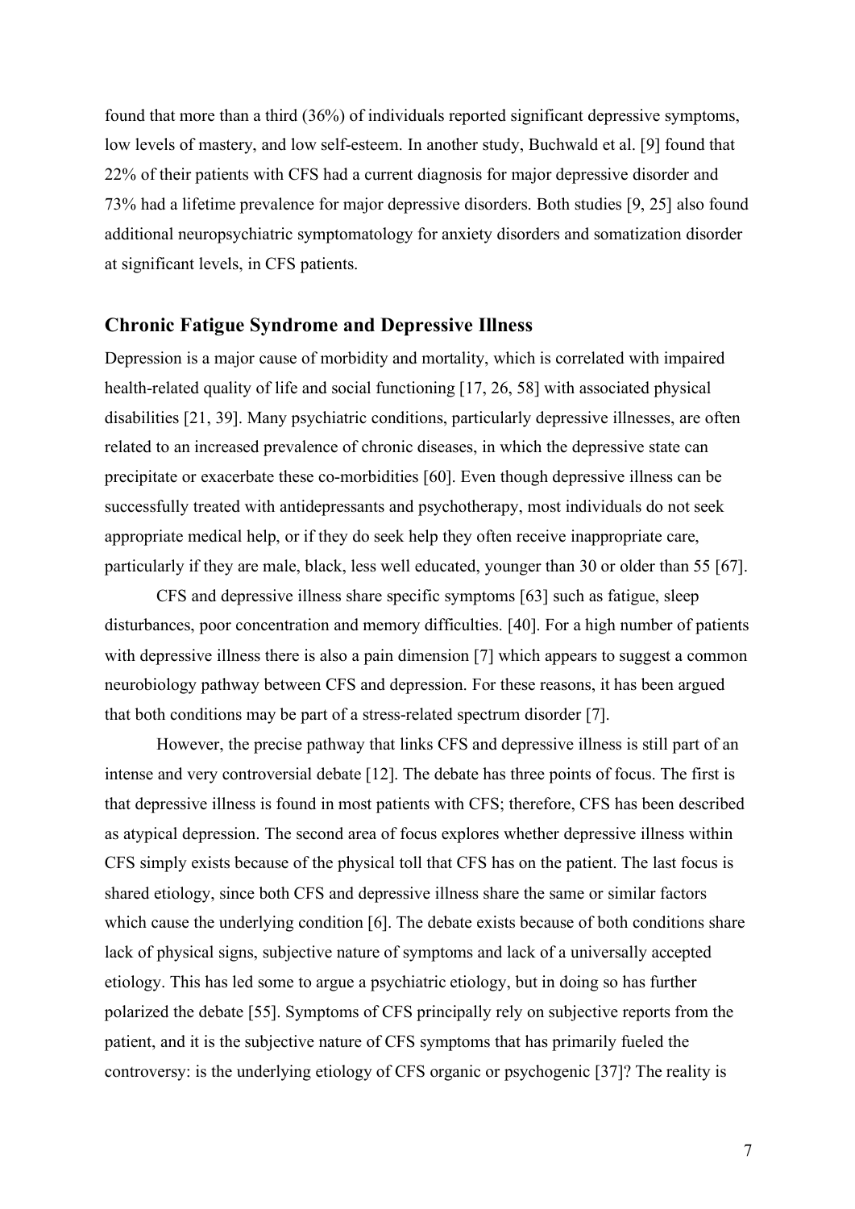found that more than a third (36%) of individuals reported significant depressive symptoms, low levels of mastery, and low self-esteem. In another study, Buchwald et al. [9] found that 22% of their patients with CFS had a current diagnosis for major depressive disorder and 73% had a lifetime prevalence for major depressive disorders. Both studies [9, 25] also found additional neuropsychiatric symptomatology for anxiety disorders and somatization disorder at significant levels, in CFS patients.

## Chronic Fatigue Syndrome and Depressive Illness

Depression is a major cause of morbidity and mortality, which is correlated with impaired health-related quality of life and social functioning [17, 26, 58] with associated physical disabilities [21, 39]. Many psychiatric conditions, particularly depressive illnesses, are often related to an increased prevalence of chronic diseases, in which the depressive state can precipitate or exacerbate these co-morbidities [60]. Even though depressive illness can be successfully treated with antidepressants and psychotherapy, most individuals do not seek appropriate medical help, or if they do seek help they often receive inappropriate care, particularly if they are male, black, less well educated, younger than 30 or older than 55 [67].

CFS and depressive illness share specific symptoms [63] such as fatigue, sleep disturbances, poor concentration and memory difficulties. [40]. For a high number of patients with depressive illness there is also a pain dimension [7] which appears to suggest a common neurobiology pathway between CFS and depression. For these reasons, it has been argued that both conditions may be part of a stress-related spectrum disorder [7].

However, the precise pathway that links CFS and depressive illness is still part of an intense and very controversial debate [12]. The debate has three points of focus. The first is that depressive illness is found in most patients with CFS; therefore, CFS has been described as atypical depression. The second area of focus explores whether depressive illness within CFS simply exists because of the physical toll that CFS has on the patient. The last focus is shared etiology, since both CFS and depressive illness share the same or similar factors which cause the underlying condition [6]. The debate exists because of both conditions share lack of physical signs, subjective nature of symptoms and lack of a universally accepted etiology. This has led some to argue a psychiatric etiology, but in doing so has further polarized the debate [55]. Symptoms of CFS principally rely on subjective reports from the patient, and it is the subjective nature of CFS symptoms that has primarily fueled the controversy: is the underlying etiology of CFS organic or psychogenic [37]? The reality is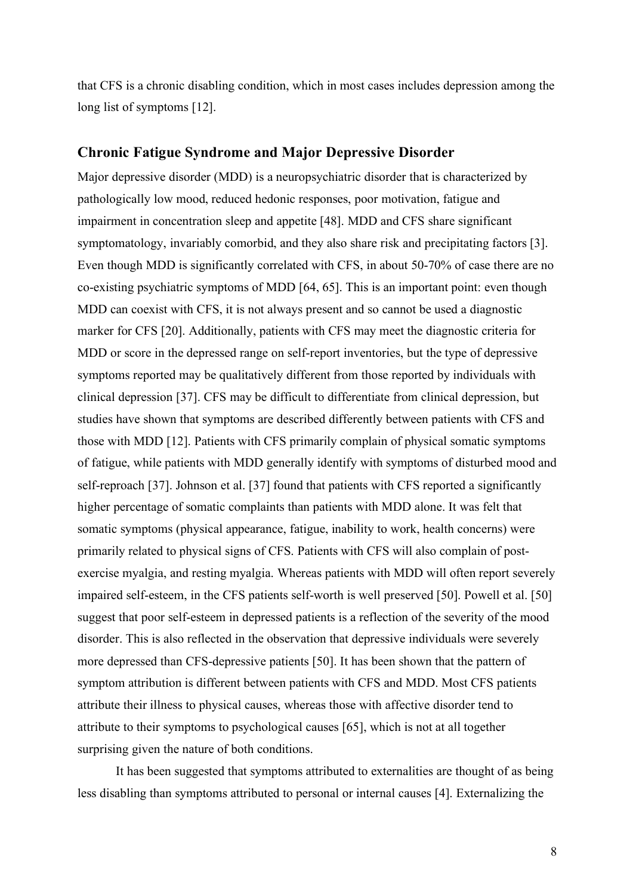that CFS is a chronic disabling condition, which in most cases includes depression among the long list of symptoms [12].

## Chronic Fatigue Syndrome and Major Depressive Disorder

Major depressive disorder (MDD) is a neuropsychiatric disorder that is characterized by pathologically low mood, reduced hedonic responses, poor motivation, fatigue and impairment in concentration sleep and appetite [48]. MDD and CFS share significant symptomatology, invariably comorbid, and they also share risk and precipitating factors [3]. Even though MDD is significantly correlated with CFS, in about 50-70% of case there are no co-existing psychiatric symptoms of MDD [64, 65]. This is an important point: even though MDD can coexist with CFS, it is not always present and so cannot be used a diagnostic marker for CFS [20]. Additionally, patients with CFS may meet the diagnostic criteria for MDD or score in the depressed range on self-report inventories, but the type of depressive symptoms reported may be qualitatively different from those reported by individuals with clinical depression [37]. CFS may be difficult to differentiate from clinical depression, but studies have shown that symptoms are described differently between patients with CFS and those with MDD [12]. Patients with CFS primarily complain of physical somatic symptoms of fatigue, while patients with MDD generally identify with symptoms of disturbed mood and self-reproach [37]. Johnson et al. [37] found that patients with CFS reported a significantly higher percentage of somatic complaints than patients with MDD alone. It was felt that somatic symptoms (physical appearance, fatigue, inability to work, health concerns) were primarily related to physical signs of CFS. Patients with CFS will also complain of post-exercise myalgia, and resting myalgia. Whereas patients with MDD will often report severely impaired self-esteem, in the CFS patients self-worth is well preserved [50]. Powell et al. [50] suggest that poor self-esteem in depressed patients is a reflection of the severity of the mood disorder. This is also reflected in the observation that depressive individuals were severely more depressed than CFS-depressive patients [50]. It has been shown that the pattern of symptom attribution is different between patients with CFS and MDD. Most CFS patients attribute their illness to physical causes, whereas those with affective disorder tend to attribute to their symptoms to psychological causes [65], which is not at all together surprising given the nature of both conditions.

It has been suggested that symptoms attributed to externalities are thought of as being less disabling than symptoms attributed to personal or internal causes [4]. Externalizing the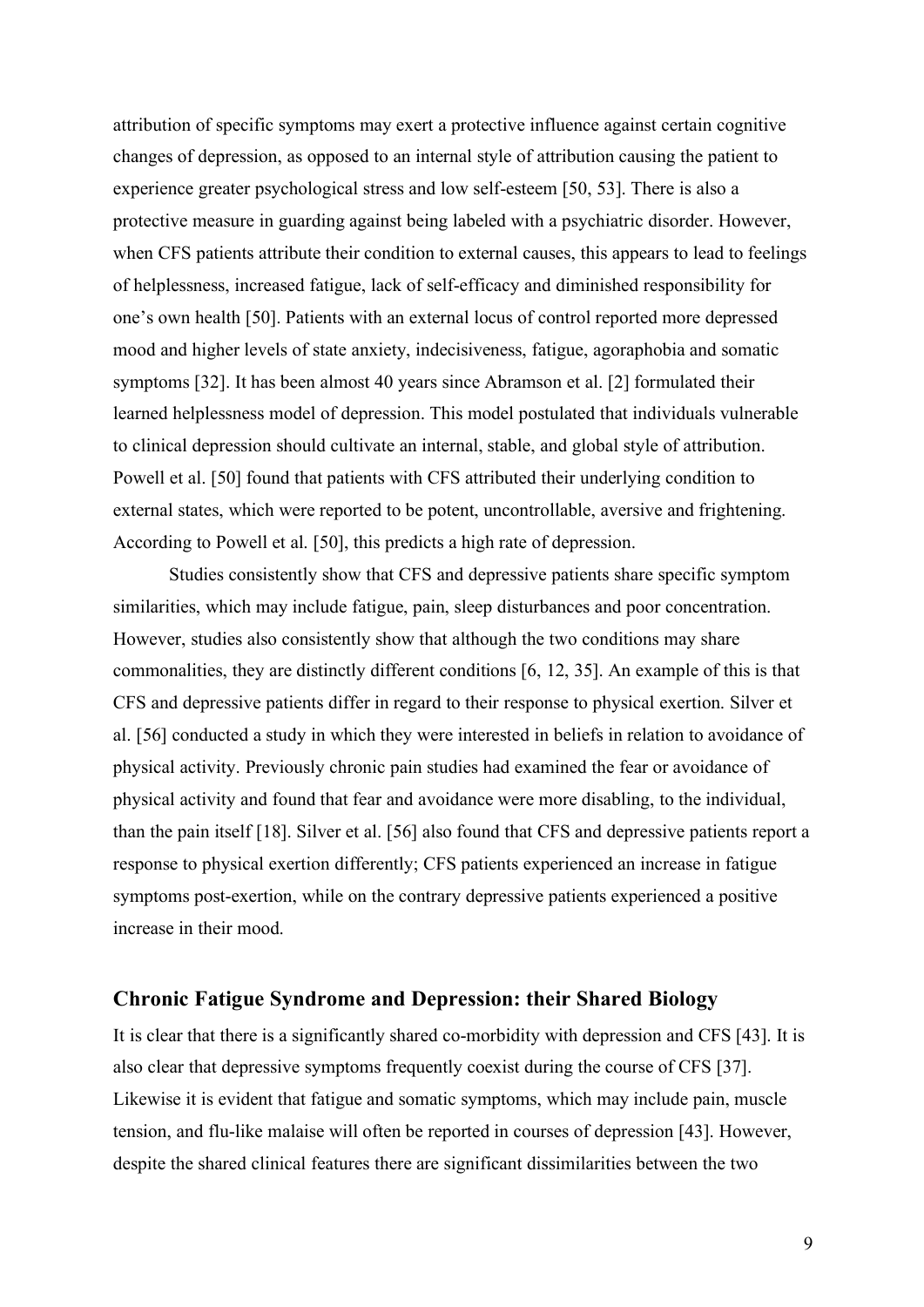attribution of specific symptoms may exert a protective influence against certain cognitive changes of depression, as opposed to an internal style of attribution causing the patient to experience greater psychological stress and low self-esteem [50, 53]. There is also a protective measure in guarding against being labeled with a psychiatric disorder. However, when CFS patients attribute their condition to external causes, this appears to lead to feelings of helplessness, increased fatigue, lack of self-efficacy and diminished responsibility for one's own health [50]. Patients with an external locus of control reported more depressed mood and higher levels of state anxiety, indecisiveness, fatigue, agoraphobia and somatic symptoms [32]. It has been almost 40 years since Abramson et al. [2] formulated their learned helplessness model of depression. This model postulated that individuals vulnerable to clinical depression should cultivate an internal, stable, and global style of attribution. Powell et al. [50] found that patients with CFS attributed their underlying condition to external states, which were reported to be potent, uncontrollable, aversive and frightening. According to Powell et al. [50], this predicts a high rate of depression.

Studies consistently show that CFS and depressive patients share specific symptom similarities, which may include fatigue, pain, sleep disturbances and poor concentration. However, studies also consistently show that although the two conditions may share commonalities, they are distinctly different conditions [6, 12, 35]. An example of this is that CFS and depressive patients differ in regard to their response to physical exertion. Silver et al. [56] conducted a study in which they were interested in beliefs in relation to avoidance of physical activity. Previously chronic pain studies had examined the fear or avoidance of physical activity and found that fear and avoidance were more disabling, to the individual, than the pain itself [18]. Silver et al. [56] also found that CFS and depressive patients report a response to physical exertion differently; CFS patients experienced an increase in fatigue symptoms post-exertion, while on the contrary depressive patients experienced a positive increase in their mood.

## Chronic Fatigue Syndrome and Depression: their Shared Biology

It is clear that there is a significantly shared co-morbidity with depression and CFS [43]. It is also clear that depressive symptoms frequently coexist during the course of CFS [37]. Likewise it is evident that fatigue and somatic symptoms, which may include pain, muscle tension, and flu-like malaise will often be reported in courses of depression [43]. However, despite the shared clinical features there are significant dissimilarities between the two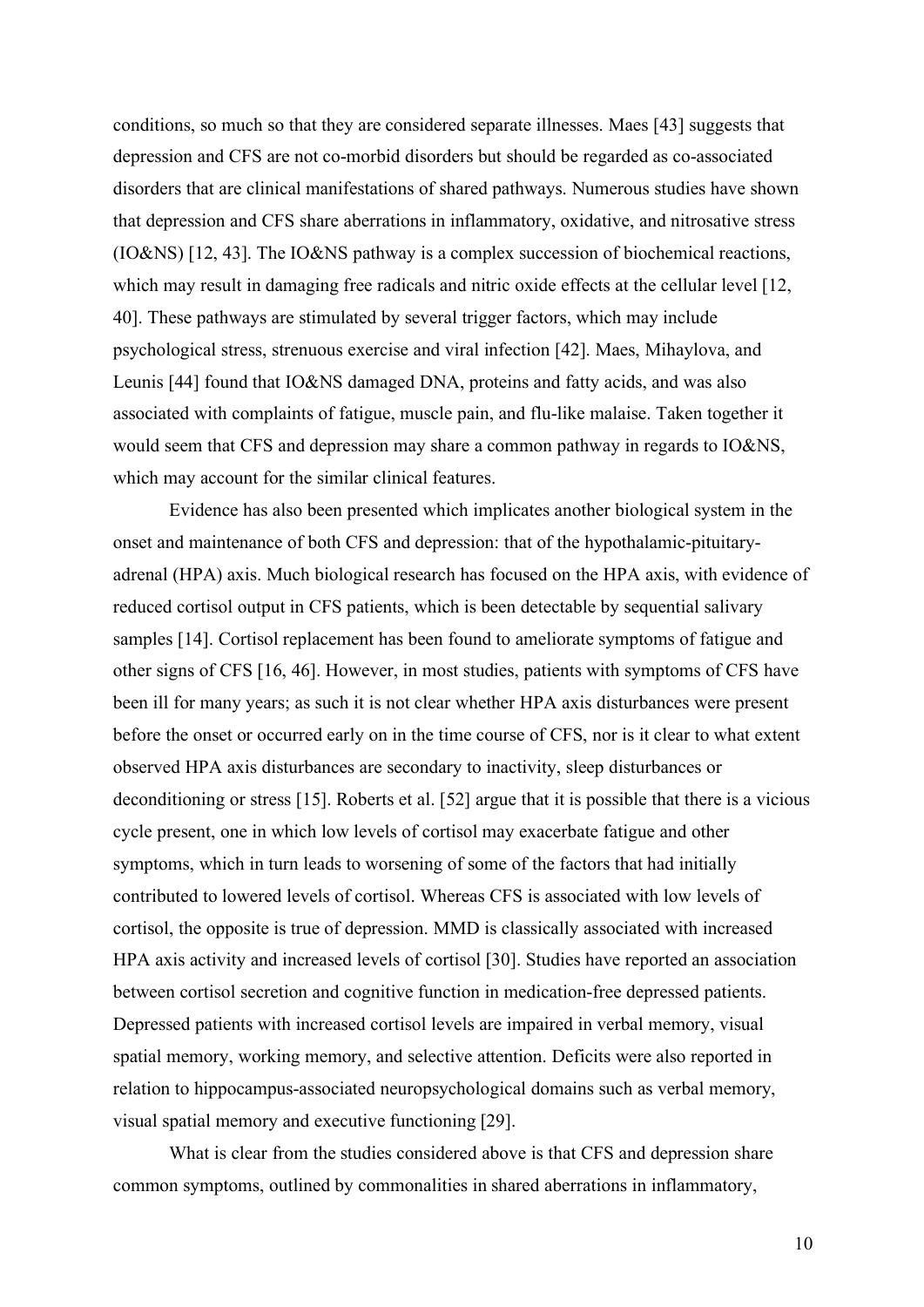conditions, so much so that they are considered separate illnesses. Maes [43] suggests that depression and CFS are not co-morbid disorders but should be regarded as co-associated disorders that are clinical manifestations of shared pathways. Numerous studies have shown that depression and CFS share aberrations in inflammatory, oxidative, and nitrosative stress (IO&NS) [12, 43]. The IO&NS pathway is a complex succession of biochemical reactions, which may result in damaging free radicals and nitric oxide effects at the cellular level [12, 40]. These pathways are stimulated by several trigger factors, which may include psychological stress, strenuous exercise and viral infection [42]. Maes, Mihaylova, and Leunis [44] found that IO&NS damaged DNA, proteins and fatty acids, and was also associated with complaints of fatigue, muscle pain, and flu-like malaise. Taken together it would seem that CFS and depression may share a common pathway in regards to IO&NS, which may account for the similar clinical features.

Evidence has also been presented which implicates another biological system in the onset and maintenance of both CFS and depression: that of the hypothalamic-pituitary-adrenal (HPA) axis. Much biological research has focused on the HPA axis, with evidence of reduced cortisol output in CFS patients, which is been detectable by sequential salivary samples [14]. Cortisol replacement has been found to ameliorate symptoms of fatigue and other signs of CFS [16, 46]. However, in most studies, patients with symptoms of CFS have been ill for many years; as such it is not clear whether HPA axis disturbances were present before the onset or occurred early on in the time course of CFS, nor is it clear to what extent observed HPA axis disturbances are secondary to inactivity, sleep disturbances or deconditioning or stress [15]. Roberts et al. [52] argue that it is possible that there is a vicious cycle present, one in which low levels of cortisol may exacerbate fatigue and other symptoms, which in turn leads to worsening of some of the factors that had initially contributed to lowered levels of cortisol. Whereas CFS is associated with low levels of cortisol, the opposite is true of depression. MMD is classically associated with increased HPA axis activity and increased levels of cortisol [30]. Studies have reported an association between cortisol secretion and cognitive function in medication-free depressed patients. Depressed patients with increased cortisol levels are impaired in verbal memory, visual spatial memory, working memory, and selective attention. Deficits were also reported in relation to hippocampus-associated neuropsychological domains such as verbal memory, visual spatial memory and executive functioning [29].

What is clear from the studies considered above is that CFS and depression share common symptoms, outlined by commonalities in shared aberrations in inflammatory,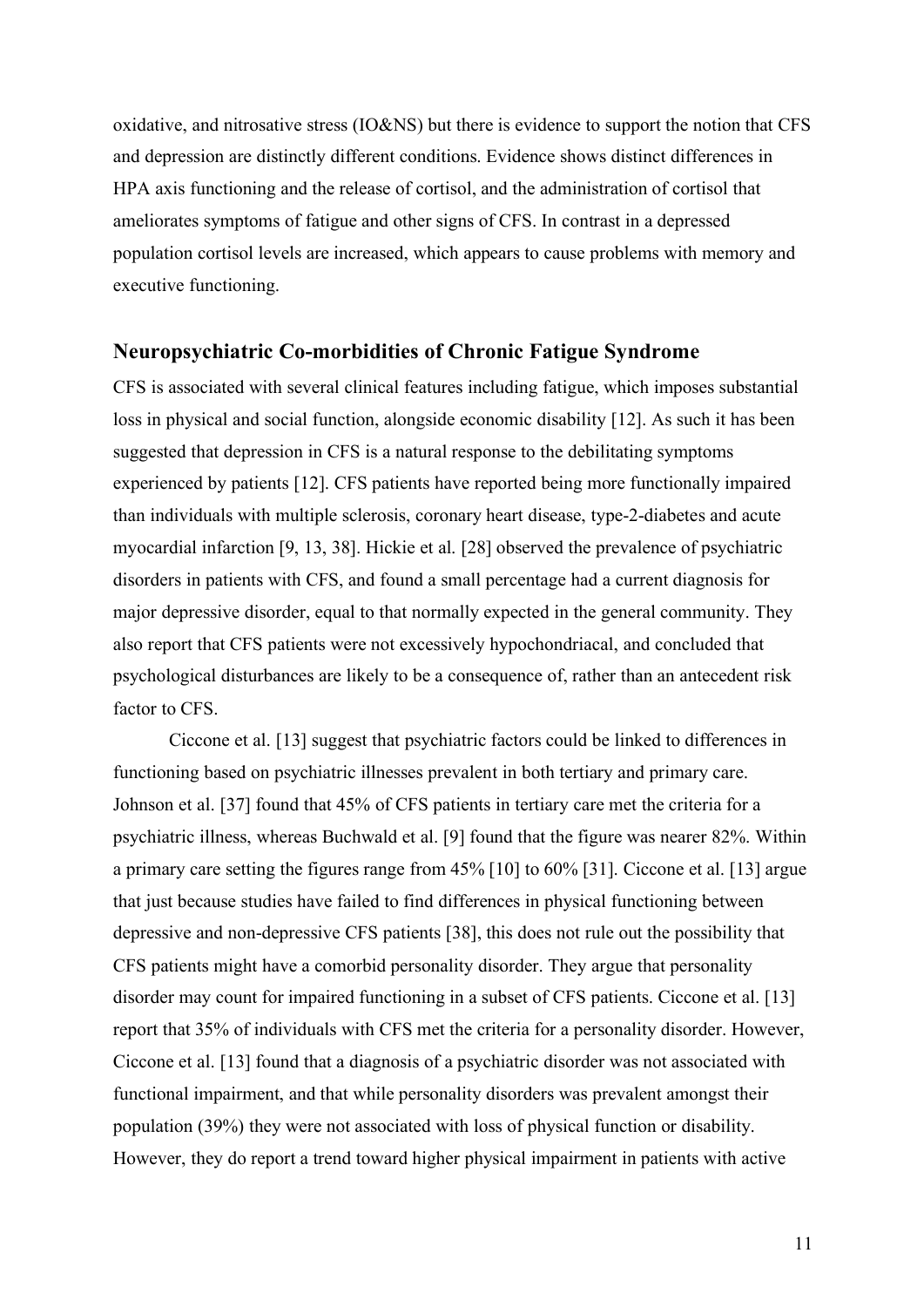oxidative, and nitrosative stress (IO&NS) but there is evidence to support the notion that CFS and depression are distinctly different conditions. Evidence shows distinct differences in HPA axis functioning and the release of cortisol, and the administration of cortisol that ameliorates symptoms of fatigue and other signs of CFS. In contrast in a depressed population cortisol levels are increased, which appears to cause problems with memory and executive functioning.

## Neuropsychiatric Co-morbidities of Chronic Fatigue Syndrome

CFS is associated with several clinical features including fatigue, which imposes substantial loss in physical and social function, alongside economic disability [12]. As such it has been suggested that depression in CFS is a natural response to the debilitating symptoms experienced by patients [12]. CFS patients have reported being more functionally impaired than individuals with multiple sclerosis, coronary heart disease, type-2-diabetes and acute myocardial infarction [9, 13, 38]. Hickie et al. [28] observed the prevalence of psychiatric disorders in patients with CFS, and found a small percentage had a current diagnosis for major depressive disorder, equal to that normally expected in the general community. They also report that CFS patients were not excessively hypochondriacal, and concluded that psychological disturbances are likely to be a consequence of, rather than an antecedent risk factor to CFS.

Ciccone et al. [13] suggest that psychiatric factors could be linked to differences in functioning based on psychiatric illnesses prevalent in both tertiary and primary care. Johnson et al. [37] found that 45% of CFS patients in tertiary care met the criteria for a psychiatric illness, whereas Buchwald et al. [9] found that the figure was nearer 82%. Within a primary care setting the figures range from 45% [10] to 60% [31]. Ciccone et al. [13] argue that just because studies have failed to find differences in physical functioning between depressive and non-depressive CFS patients [38], this does not rule out the possibility that CFS patients might have a comorbid personality disorder. They argue that personality disorder may count for impaired functioning in a subset of CFS patients. Ciccone et al. [13] report that 35% of individuals with CFS met the criteria for a personality disorder. However, Ciccone et al. [13] found that a diagnosis of a psychiatric disorder was not associated with functional impairment, and that while personality disorders was prevalent amongst their population (39%) they were not associated with loss of physical function or disability. However, they do report a trend toward higher physical impairment in patients with active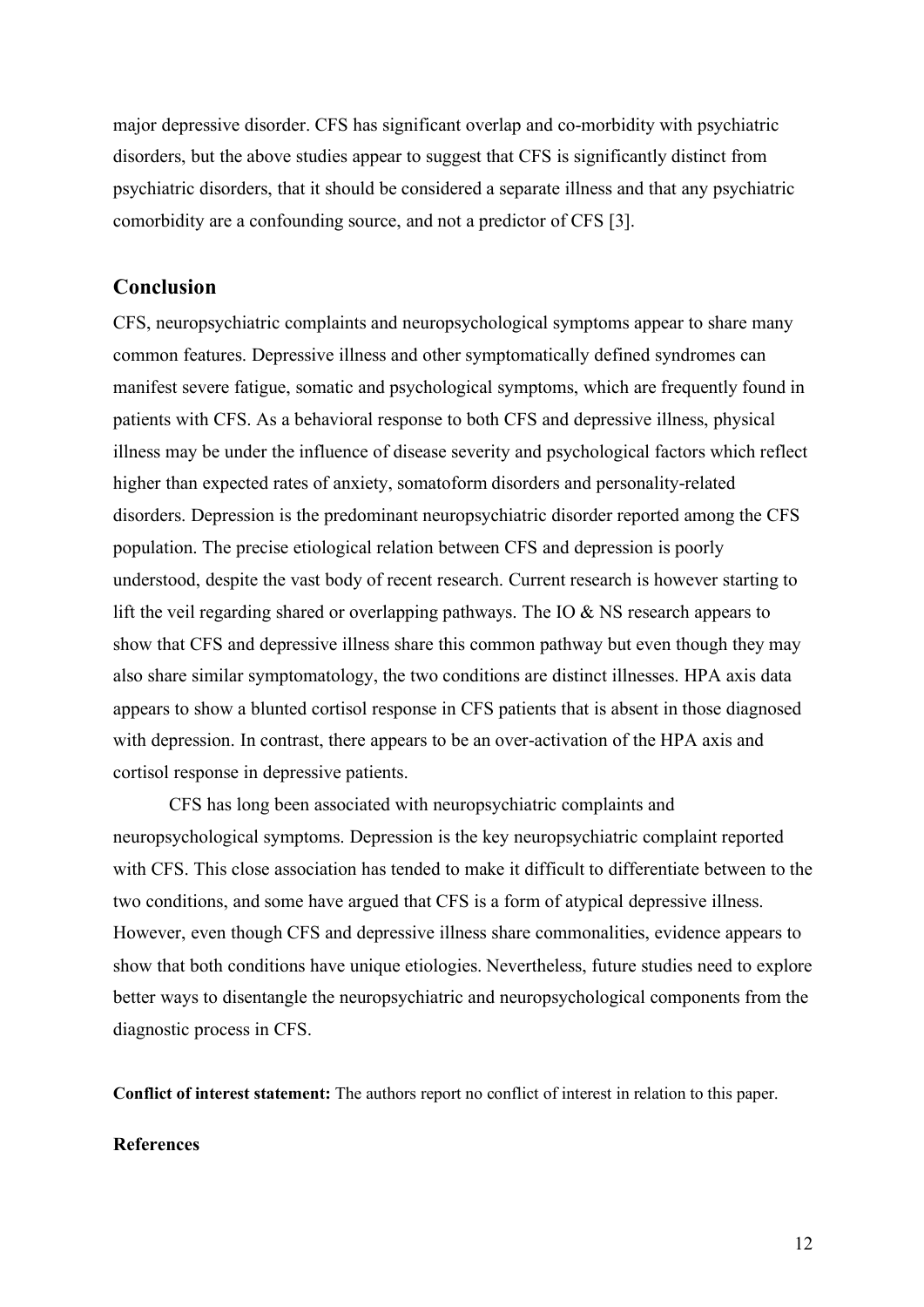major depressive disorder. CFS has significant overlap and co-morbidity with psychiatric disorders, but the above studies appear to suggest that CFS is significantly distinct from psychiatric disorders, that it should be considered a separate illness and that any psychiatric comorbidity are a confounding source, and not a predictor of CFS [3].

## Conclusion

CFS, neuropsychiatric complaints and neuropsychological symptoms appear to share many common features. Depressive illness and other symptomatically defined syndromes can manifest severe fatigue, somatic and psychological symptoms, which are frequently found in patients with CFS. As a behavioral response to both CFS and depressive illness, physical illness may be under the influence of disease severity and psychological factors which reflect higher than expected rates of anxiety, somatoform disorders and personality-related disorders. Depression is the predominant neuropsychiatric disorder reported among the CFS population. The precise etiological relation between CFS and depression is poorly understood, despite the vast body of recent research. Current research is however starting to lift the veil regarding shared or overlapping pathways. The IO & NS research appears to show that CFS and depressive illness share this common pathway but even though they may also share similar symptomatology, the two conditions are distinct illnesses. HPA axis data appears to show a blunted cortisol response in CFS patients that is absent in those diagnosed with depression. In contrast, there appears to be an over-activation of the HPA axis and cortisol response in depressive patients.

CFS has long been associated with neuropsychiatric complaints and neuropsychological symptoms. Depression is the key neuropsychiatric complaint reported with CFS. This close association has tended to make it difficult to differentiate between to the two conditions, and some have argued that CFS is a form of atypical depressive illness. However, even though CFS and depressive illness share commonalities, evidence appears to show that both conditions have unique etiologies. Nevertheless, future studies need to explore better ways to disentangle the neuropsychiatric and neuropsychological components from the diagnostic process in CFS.

**Conflict of interest statement:** The authors report no conflict of interest in relation to this paper.

**References**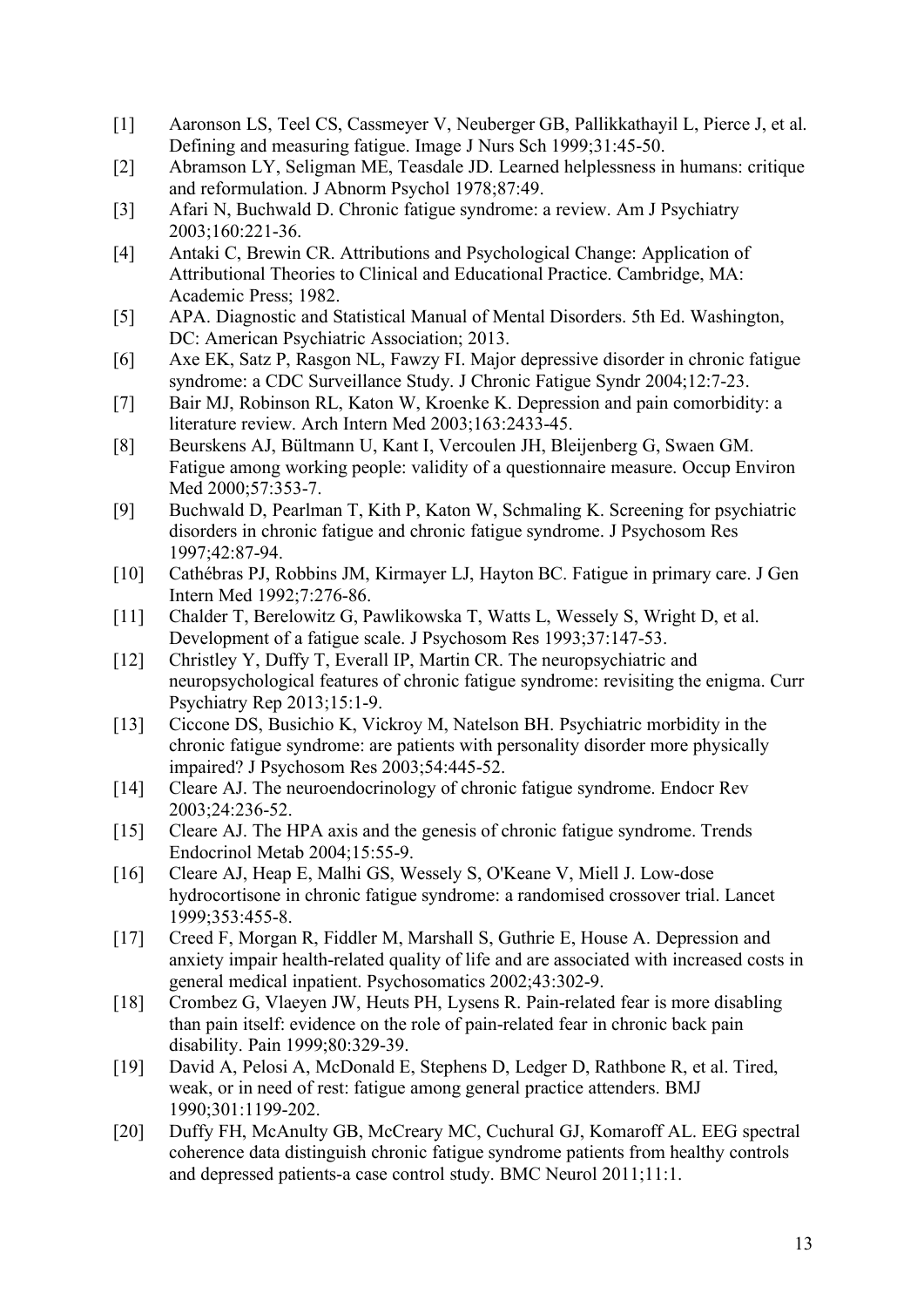[1] Aaronson LS, Teel CS, Cassmeyer V, Neuberger GB, Pallikkathayil L, Pierce J, et al. Defining and measuring fatigue. Image J Nurs Sch 1999;31:45-50.

[2] Abramson LY, Seligman ME, Teasdale JD. Learned helplessness in humans: critique and reformulation. J Abnorm Psychol 1978;87:49.

[3] Afari N, Buchwald D. Chronic fatigue syndrome: a review. Am J Psychiatry 2003;160:221-36.

[4] Antaki C, Brewin CR. Attributions and Psychological Change: Application of Attributional Theories to Clinical and Educational Practice. Cambridge, MA: Academic Press; 1982.

[5] APA. Diagnostic and Statistical Manual of Mental Disorders. 5th Ed. Washington, DC: American Psychiatric Association; 2013.

[6] Axe EK, Satz P, Rasgon NL, Fawzy FI. Major depressive disorder in chronic fatigue syndrome: a CDC Surveillance Study. J Chronic Fatigue Syndr 2004;12:7-23.

[7] Bair MJ, Robinson RL, Katon W, Kroenke K. Depression and pain comorbidity: a literature review. Arch Intern Med 2003;163:2433-45.

[8] Beurskens AJ, Bültmann U, Kant I, Vercoulen JH, Bleijenberg G, Swaen GM. Fatigue among working people: validity of a questionnaire measure. Occup Environ Med 2000;57:353-7.

[9] Buchwald D, Pearlman T, Kith P, Katon W, Schmaling K. Screening for psychiatric disorders in chronic fatigue and chronic fatigue syndrome. J Psychosom Res 1997;42:87-94.

[10] Cathébras PJ, Robbins JM, Kirmayer LJ, Hayton BC. Fatigue in primary care. J Gen Intern Med 1992;7:276-86.

[11] Chalder T, Berelowitz G, Pawlikowska T, Watts L, Wessely S, Wright D, et al. Development of a fatigue scale. J Psychosom Res 1993;37:147-53.

[12] Christley Y, Duffy T, Everall IP, Martin CR. The neuropsychiatric and neuropsychological features of chronic fatigue syndrome: revisiting the enigma. Curr Psychiatry Rep 2013;15:1-9.

[13] Ciccone DS, Busichio K, Vickroy M, Natelson BH. Psychiatric morbidity in the chronic fatigue syndrome: are patients with personality disorder more physically impaired? J Psychosom Res 2003;54:445-52.

[14] Cleare AJ. The neuroendocrinology of chronic fatigue syndrome. Endocr Rev 2003;24:236-52.

[15] Cleare AJ. The HPA axis and the genesis of chronic fatigue syndrome. Trends Endocrinol Metab 2004;15:55-9.

[16] Cleare AJ, Heap E, Malhi GS, Wessely S, O'Keane V, Miell J. Low-dose hydrocortisone in chronic fatigue syndrome: a randomised crossover trial. Lancet 1999;353:455-8.

[17] Creed F, Morgan R, Fiddler M, Marshall S, Guthrie E, House A. Depression and anxiety impair health-related quality of life and are associated with increased costs in general medical inpatient. Psychosomatics 2002;43:302-9.

[18] Crombez G, Vlaeyen JW, Heuts PH, Lysens R. Pain-related fear is more disabling than pain itself: evidence on the role of pain-related fear in chronic back pain disability. Pain 1999;80:329-39.

[19] David A, Pelosi A, McDonald E, Stephens D, Ledger D, Rathbone R, et al. Tired, weak, or in need of rest: fatigue among general practice attenders. BMJ 1990;301:1199-202.

[20] Duffy FH, McAnulty GB, McCreary MC, Cuchural GJ, Komaroff AL. EEG spectral coherence data distinguish chronic fatigue syndrome patients from healthy controls and depressed patients-a case control study. BMC Neurol 2011;11:1.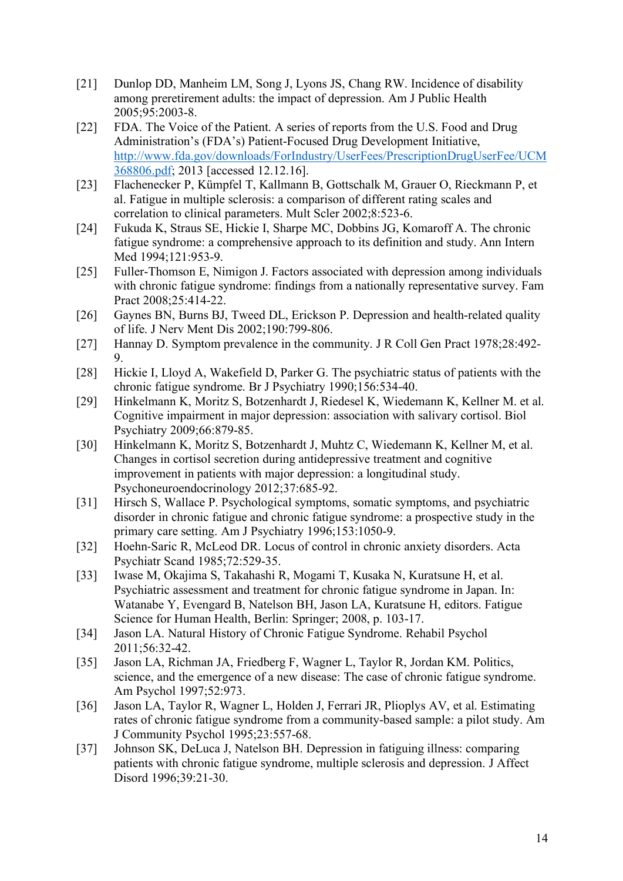[21] Dunlop DD, Manheim LM, Song J, Lyons JS, Chang RW. Incidence of disability among preretirement adults: the impact of depression. Am J Public Health 2005;95:2003-8.

[22] FDA. The Voice of the Patient. A series of reports from the U.S. Food and Drug Administration's (FDA's) Patient-Focused Drug Development Initiative, [http://www.fda.gov/downloads/ForIndustry/UserFees/PrescriptionDrugUserFee/UCM368806.pdf](http://www.fda.gov/downloads/ForIndustry/UserFees/PrescriptionDrugUserFee/UCM368806.pdf); 2013 [accessed 12.12.16].

[23] Flachenecker P, Kümpfel T, Kallmann B, Gottschalk M, Grauer O, Rieckmann P, et al. Fatigue in multiple sclerosis: a comparison of different rating scales and correlation to clinical parameters. Mult Scler 2002;8:523-6.

[24] Fukuda K, Straus SE, Hickie I, Sharpe MC, Dobbins JG, Komaroff A. The chronic fatigue syndrome: a comprehensive approach to its definition and study. Ann Intern Med 1994;121:953-9.

[25] Fuller-Thomson E, Nimigon J. Factors associated with depression among individuals with chronic fatigue syndrome: findings from a nationally representative survey. Fam Pract 2008;25:414-22.

[26] Gaynes BN, Burns BJ, Tweed DL, Erickson P. Depression and health-related quality of life. J Nerv Ment Dis 2002;190:799-806.

[27] Hannay D. Symptom prevalence in the community. J R Coll Gen Pract 1978;28:492-9.

[28] Hickie I, Lloyd A, Wakefield D, Parker G. The psychiatric status of patients with the chronic fatigue syndrome. Br J Psychiatry 1990;156:534-40.

[29] Hinkelmann K, Moritz S, Botzenhardt J, Riedesel K, Wiedemann K, Kellner M. et al. Cognitive impairment in major depression: association with salivary cortisol. Biol Psychiatry 2009;66:879-85.

[30] Hinkelmann K, Moritz S, Botzenhardt J, Muhtz C, Wiedemann K, Kellner M, et al. Changes in cortisol secretion during antidepressive treatment and cognitive improvement in patients with major depression: a longitudinal study. Psychoneuroendocrinology 2012;37:685-92.

[31] Hirsch S, Wallace P. Psychological symptoms, somatic symptoms, and psychiatric disorder in chronic fatigue and chronic fatigue syndrome: a prospective study in the primary care setting. Am J Psychiatry 1996;153:1050-9.

[32] Hoehn-Saric R, McLeod DR. Locus of control in chronic anxiety disorders. Acta Psychiatr Scand 1985;72:529-35.

[33] Iwase M, Okajima S, Takahashi R, Mogami T, Kusaka N, Kuratsune H, et al. Psychiatric assessment and treatment for chronic fatigue syndrome in Japan. In: Watanabe Y, Evengard B, Natelson BH, Jason LA, Kuratsune H, editors. Fatigue Science for Human Health, Berlin: Springer; 2008, p. 103-17.

[34] Jason LA. Natural History of Chronic Fatigue Syndrome. Rehabil Psychol 2011;56:32-42.

[35] Jason LA, Richman JA, Friedberg F, Wagner L, Taylor R, Jordan KM. Politics, science, and the emergence of a new disease: The case of chronic fatigue syndrome. Am Psychol 1997;52:973.

[36] Jason LA, Taylor R, Wagner L, Holden J, Ferrari JR, Plioplys AV, et al. Estimating rates of chronic fatigue syndrome from a community-based sample: a pilot study. Am J Community Psychol 1995;23:557-68.

[37] Johnson SK, DeLuca J, Natelson BH. Depression in fatiguing illness: comparing patients with chronic fatigue syndrome, multiple sclerosis and depression. J Affect Disord 1996;39:21-30.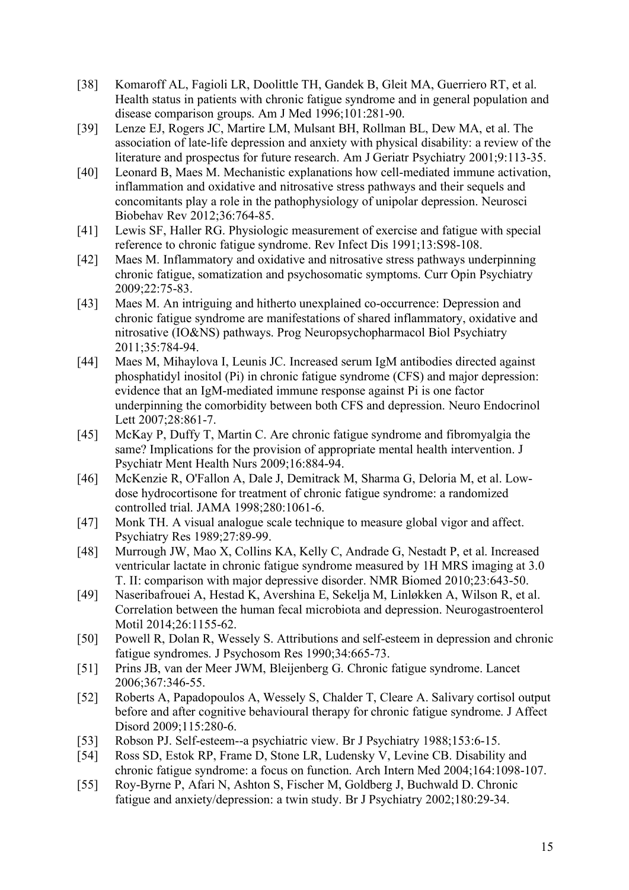[38] Komaroff AL, Fagioli LR, Doolittle TH, Gandek B, Gleit MA, Guerriero RT, et al. Health status in patients with chronic fatigue syndrome and in general population and disease comparison groups. Am J Med 1996;101:281-90.

[39] Lenze EJ, Rogers JC, Martire LM, Mulsant BH, Rollman BL, Dew MA, et al. The association of late-life depression and anxiety with physical disability: a review of the literature and prospectus for future research. Am J Geriatr Psychiatry 2001;9:113-35.

[40] Leonard B, Maes M. Mechanistic explanations how cell-mediated immune activation, inflammation and oxidative and nitrosative stress pathways and their sequels and concomitants play a role in the pathophysiology of unipolar depression. Neurosci Biobehav Rev 2012;36:764-85.

[41] Lewis SF, Haller RG. Physiologic measurement of exercise and fatigue with special reference to chronic fatigue syndrome. Rev Infect Dis 1991;13:S98-108.

[42] Maes M. Inflammatory and oxidative and nitrosative stress pathways underpinning chronic fatigue, somatization and psychosomatic symptoms. Curr Opin Psychiatry 2009;22:75-83.

[43] Maes M. An intriguing and hitherto unexplained co-occurrence: Depression and chronic fatigue syndrome are manifestations of shared inflammatory, oxidative and nitrosative (IO&NS) pathways. Prog Neuropsychopharmacol Biol Psychiatry 2011;35:784-94.

[44] Maes M, Mihaylova I, Leunis JC. Increased serum IgM antibodies directed against phosphatidyl inositol (Pi) in chronic fatigue syndrome (CFS) and major depression: evidence that an IgM-mediated immune response against Pi is one factor underpinning the comorbidity between both CFS and depression. Neuro Endocrinol Lett 2007;28:861-7.

[45] McKay P, Duffy T, Martin C. Are chronic fatigue syndrome and fibromyalgia the same? Implications for the provision of appropriate mental health intervention. J Psychiatr Ment Health Nurs 2009;16:884-94.

[46] McKenzie R, O'Fallon A, Dale J, Demitrack M, Sharma G, Deloria M, et al. Low-dose hydrocortisone for treatment of chronic fatigue syndrome: a randomized controlled trial. JAMA 1998;280:1061-6.

[47] Monk TH. A visual analogue scale technique to measure global vigor and affect. Psychiatry Res 1989;27:89-99.

[48] Murrough JW, Mao X, Collins KA, Kelly C, Andrade G, Nestadt P, et al. Increased ventricular lactate in chronic fatigue syndrome measured by 1H MRS imaging at 3.0 T. II: comparison with major depressive disorder. NMR Biomed 2010;23:643-50.

[49] Naseribafrouei A, Hestad K, Avershina E, Sekelja M, Linløkken A, Wilson R, et al. Correlation between the human fecal microbiota and depression. Neurogastroenterol Motil 2014;26:1155-62.

[50] Powell R, Dolan R, Wessely S. Attributions and self-esteem in depression and chronic fatigue syndromes. J Psychosom Res 1990;34:665-73.

[51] Prins JB, van der Meer JWM, Bleijenberg G. Chronic fatigue syndrome. Lancet 2006;367:346-55.

[52] Roberts A, Papadopoulos A, Wessely S, Chalder T, Cleare A. Salivary cortisol output before and after cognitive behavioural therapy for chronic fatigue syndrome. J Affect Disord 2009;115:280-6.

[53] Robson PJ. Self-esteem--a psychiatric view. Br J Psychiatry 1988;153:6-15.

[54] Ross SD, Estok RP, Frame D, Stone LR, Ludensky V, Levine CB. Disability and chronic fatigue syndrome: a focus on function. Arch Intern Med 2004;164:1098-107.

[55] Roy-Byrne P, Afari N, Ashton S, Fischer M, Goldberg J, Buchwald D. Chronic fatigue and anxiety/depression: a twin study. Br J Psychiatry 2002;180:29-34.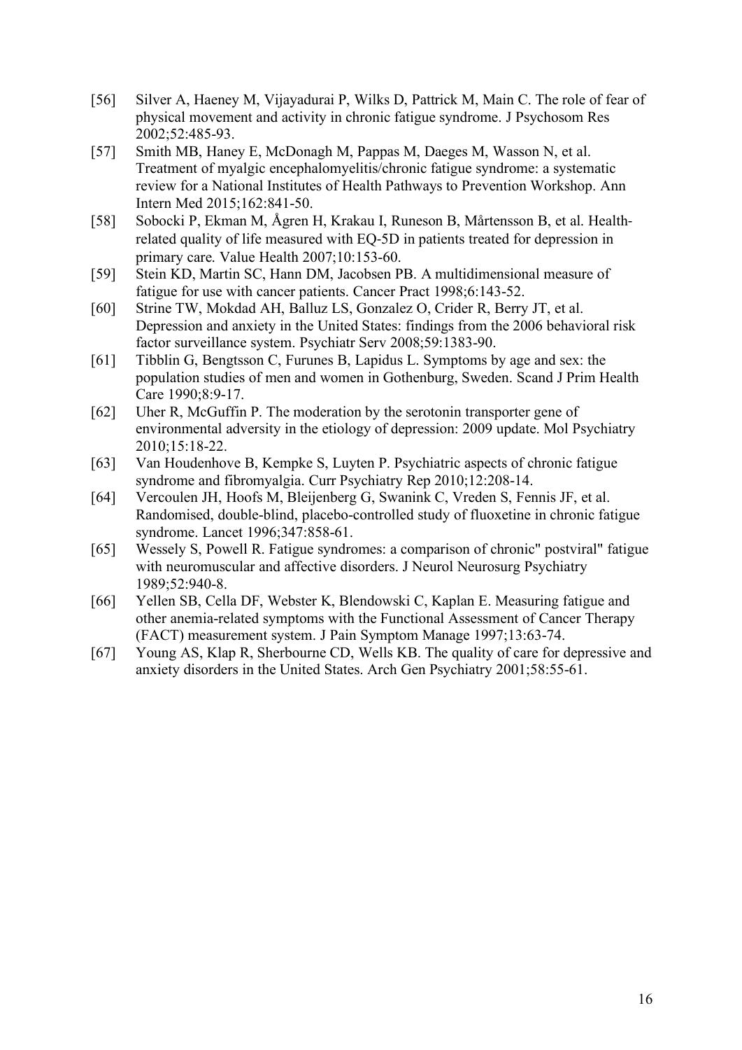[56] Silver A, Haeney M, Vijayadurai P, Wilks D, Pattrick M, Main C. The role of fear of physical movement and activity in chronic fatigue syndrome. J Psychosom Res 2002;52:485-93.

[57] Smith MB, Haney E, McDonagh M, Pappas M, Daeges M, Wasson N, et al. Treatment of myalgic encephalomyelitis/chronic fatigue syndrome: a systematic review for a National Institutes of Health Pathways to Prevention Workshop. Ann Intern Med 2015;162:841-50.

[58] Sobocki P, Ekman M, Ågren H, Krakau I, Runeson B, Mårtensson B, et al. Health-related quality of life measured with EQ-5D in patients treated for depression in primary care. Value Health 2007;10:153-60.

[59] Stein KD, Martin SC, Hann DM, Jacobsen PB. A multidimensional measure of fatigue for use with cancer patients. Cancer Pract 1998;6:143-52.

[60] Strine TW, Mokdad AH, Balluz LS, Gonzalez O, Crider R, Berry JT, et al. Depression and anxiety in the United States: findings from the 2006 behavioral risk factor surveillance system. Psychiatr Serv 2008;59:1383-90.

[61] Tibblin G, Bengtsson C, Furunes B, Lapidus L. Symptoms by age and sex: the population studies of men and women in Gothenburg, Sweden. Scand J Prim Health Care 1990;8:9-17.

[62] Uher R, McGuffin P. The moderation by the serotonin transporter gene of environmental adversity in the etiology of depression: 2009 update. Mol Psychiatry 2010;15:18-22.

[63] Van Houdenhove B, Kempke S, Luyten P. Psychiatric aspects of chronic fatigue syndrome and fibromyalgia. Curr Psychiatry Rep 2010;12:208-14.

[64] Vercoulen JH, Hoofs M, Bleijenberg G, Swanink C, Vreden S, Fennis JF, et al. Randomised, double-blind, placebo-controlled study of fluoxetine in chronic fatigue syndrome. Lancet 1996;347:858-61.

[65] Wessely S, Powell R. Fatigue syndromes: a comparison of chronic" postviral" fatigue with neuromuscular and affective disorders. J Neurol Neurosurg Psychiatry 1989;52:940-8.

[66] Yellen SB, Cella DF, Webster K, Blendowski C, Kaplan E. Measuring fatigue and other anemia-related symptoms with the Functional Assessment of Cancer Therapy (FACT) measurement system. J Pain Symptom Manage 1997;13:63-74.

[67] Young AS, Klap R, Sherbourne CD, Wells KB. The quality of care for depressive and anxiety disorders in the United States. Arch Gen Psychiatry 2001;58:55-61.